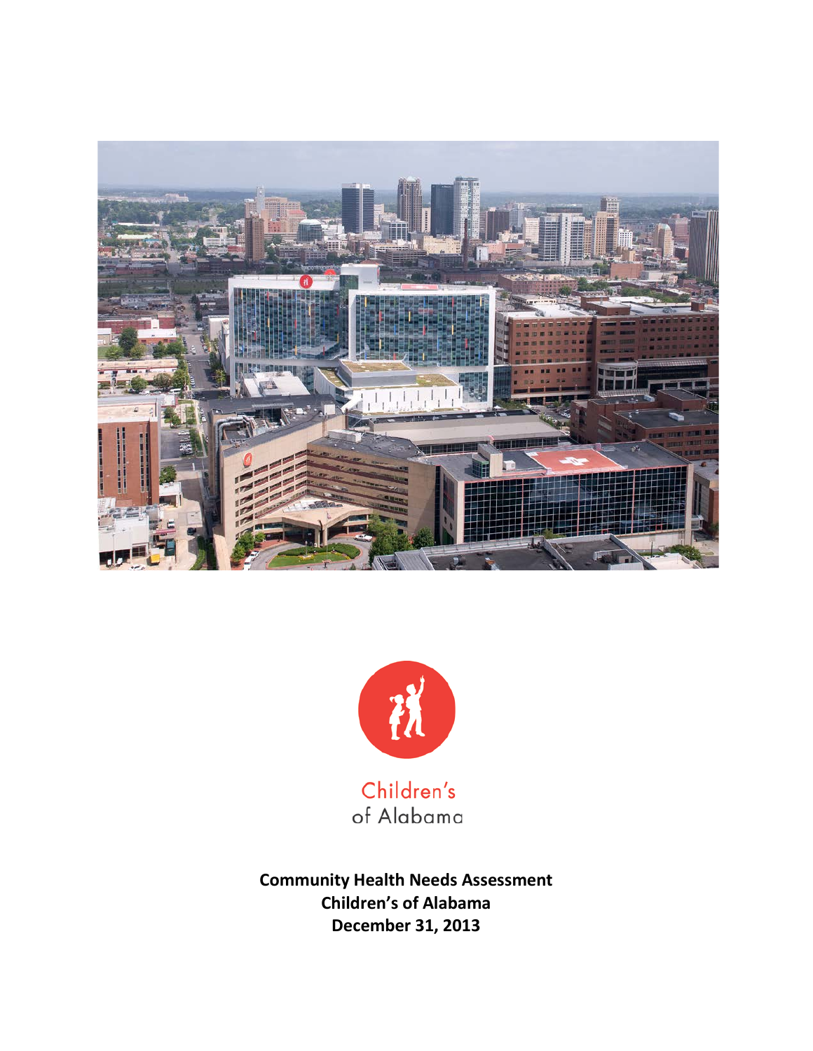Children's
of Alabama

**Community Health Needs Assessment**
**Children's of Alabama**
**December 31, 2013**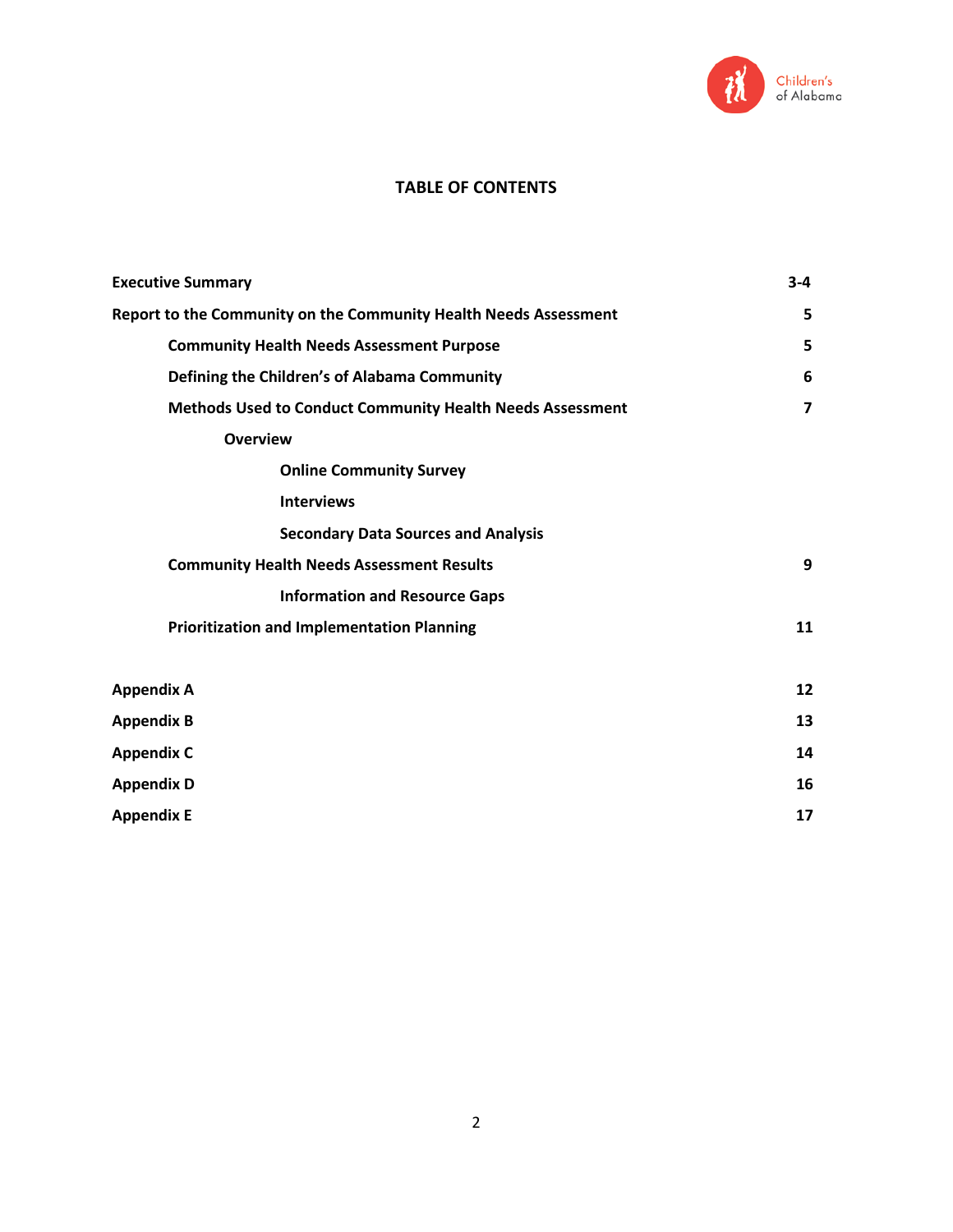# TABLE OF CONTENTS

| | |
|---|---|
| **Executive Summary** | **3-4** |
| **Report to the Community on the Community Health Needs Assessment** | **5** |
| **Community Health Needs Assessment Purpose** | **5** |
| **Defining the Children's of Alabama Community** | **6** |
| **Methods Used to Conduct Community Health Needs Assessment** | **7** |
| **Overview** | |
| **Online Community Survey** | |
| **Interviews** | |
| **Secondary Data Sources and Analysis** | |
| **Community Health Needs Assessment Results** | **9** |
| **Information and Resource Gaps** | |
| **Prioritization and Implementation Planning** | **11** |
| **Appendix A** | **12** |
| **Appendix B** | **13** |
| **Appendix C** | **14** |
| **Appendix D** | **16** |
| **Appendix E** | **17** |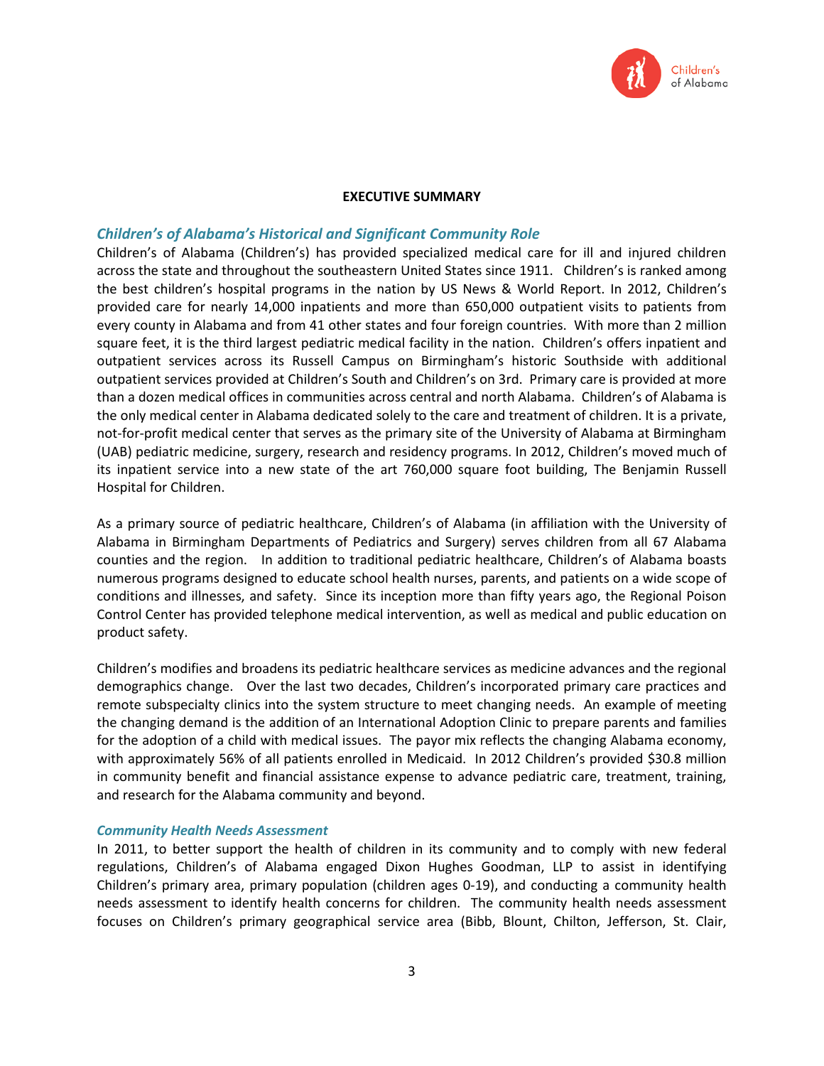## EXECUTIVE SUMMARY

### *Children's of Alabama's Historical and Significant Community Role*

Children's of Alabama (Children's) has provided specialized medical care for ill and injured children across the state and throughout the southeastern United States since 1911. Children's is ranked among the best children's hospital programs in the nation by US News & World Report. In 2012, Children's provided care for nearly 14,000 inpatients and more than 650,000 outpatient visits to patients from every county in Alabama and from 41 other states and four foreign countries. With more than 2 million square feet, it is the third largest pediatric medical facility in the nation. Children's offers inpatient and outpatient services across its Russell Campus on Birmingham's historic Southside with additional outpatient services provided at Children's South and Children's on 3rd. Primary care is provided at more than a dozen medical offices in communities across central and north Alabama. Children's of Alabama is the only medical center in Alabama dedicated solely to the care and treatment of children. It is a private, not-for-profit medical center that serves as the primary site of the University of Alabama at Birmingham (UAB) pediatric medicine, surgery, research and residency programs. In 2012, Children's moved much of its inpatient service into a new state of the art 760,000 square foot building, The Benjamin Russell Hospital for Children.

As a primary source of pediatric healthcare, Children's of Alabama (in affiliation with the University of Alabama in Birmingham Departments of Pediatrics and Surgery) serves children from all 67 Alabama counties and the region. In addition to traditional pediatric healthcare, Children's of Alabama boasts numerous programs designed to educate school health nurses, parents, and patients on a wide scope of conditions and illnesses, and safety. Since its inception more than fifty years ago, the Regional Poison Control Center has provided telephone medical intervention, as well as medical and public education on product safety.

Children's modifies and broadens its pediatric healthcare services as medicine advances and the regional demographics change. Over the last two decades, Children's incorporated primary care practices and remote subspecialty clinics into the system structure to meet changing needs. An example of meeting the changing demand is the addition of an International Adoption Clinic to prepare parents and families for the adoption of a child with medical issues. The payor mix reflects the changing Alabama economy, with approximately 56% of all patients enrolled in Medicaid. In 2012 Children's provided $30.8 million in community benefit and financial assistance expense to advance pediatric care, treatment, training, and research for the Alabama community and beyond.

#### *Community Health Needs Assessment*

In 2011, to better support the health of children in its community and to comply with new federal regulations, Children's of Alabama engaged Dixon Hughes Goodman, LLP to assist in identifying Children's primary area, primary population (children ages 0-19), and conducting a community health needs assessment to identify health concerns for children. The community health needs assessment focuses on Children's primary geographical service area (Bibb, Blount, Chilton, Jefferson, St. Clair,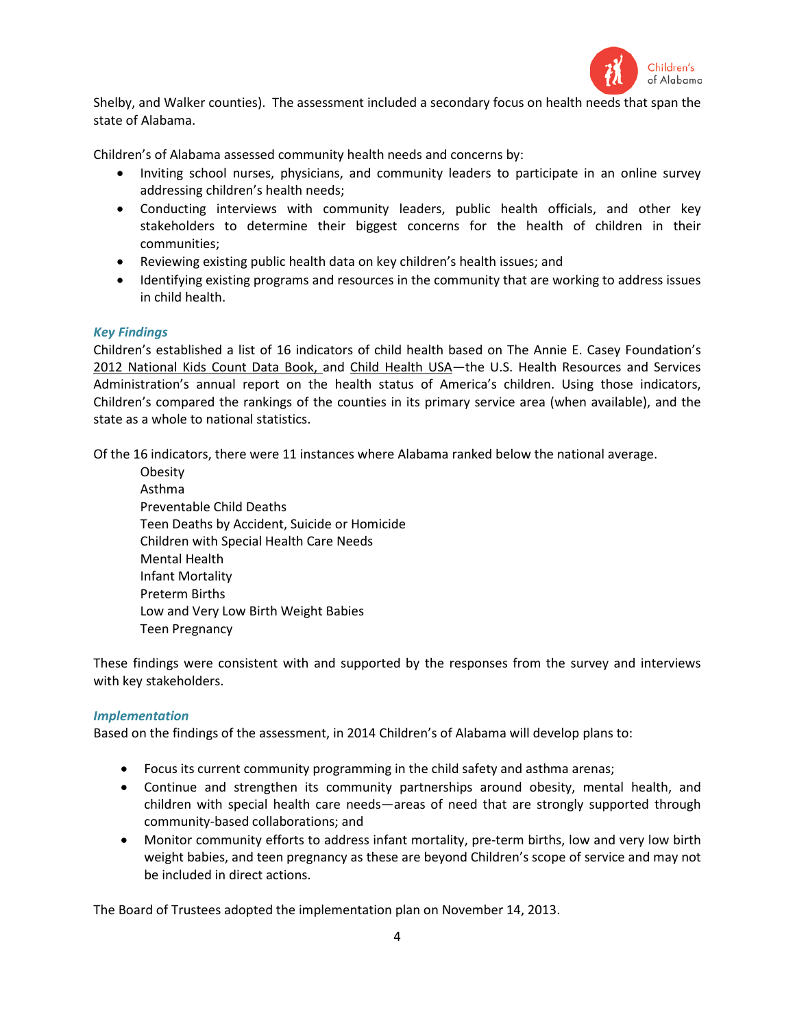Shelby, and Walker counties). The assessment included a secondary focus on health needs that span the state of Alabama.

Children's of Alabama assessed community health needs and concerns by:

- Inviting school nurses, physicians, and community leaders to participate in an online survey addressing children's health needs;
- Conducting interviews with community leaders, public health officials, and other key stakeholders to determine their biggest concerns for the health of children in their communities;
- Reviewing existing public health data on key children's health issues; and
- Identifying existing programs and resources in the community that are working to address issues in child health.

### *Key Findings*

Children's established a list of 16 indicators of child health based on The Annie E. Casey Foundation's 2012 National Kids Count Data Book, and Child Health USA—the U.S. Health Resources and Services Administration's annual report on the health status of America's children. Using those indicators, Children's compared the rankings of the counties in its primary service area (when available), and the state as a whole to national statistics.

Of the 16 indicators, there were 11 instances where Alabama ranked below the national average.

Obesity
Asthma
Preventable Child Deaths
Teen Deaths by Accident, Suicide or Homicide
Children with Special Health Care Needs
Mental Health
Infant Mortality
Preterm Births
Low and Very Low Birth Weight Babies
Teen Pregnancy

These findings were consistent with and supported by the responses from the survey and interviews with key stakeholders.

### *Implementation*

Based on the findings of the assessment, in 2014 Children's of Alabama will develop plans to:

- Focus its current community programming in the child safety and asthma arenas;
- Continue and strengthen its community partnerships around obesity, mental health, and children with special health care needs—areas of need that are strongly supported through community-based collaborations; and
- Monitor community efforts to address infant mortality, pre-term births, low and very low birth weight babies, and teen pregnancy as these are beyond Children's scope of service and may not be included in direct actions.

The Board of Trustees adopted the implementation plan on November 14, 2013.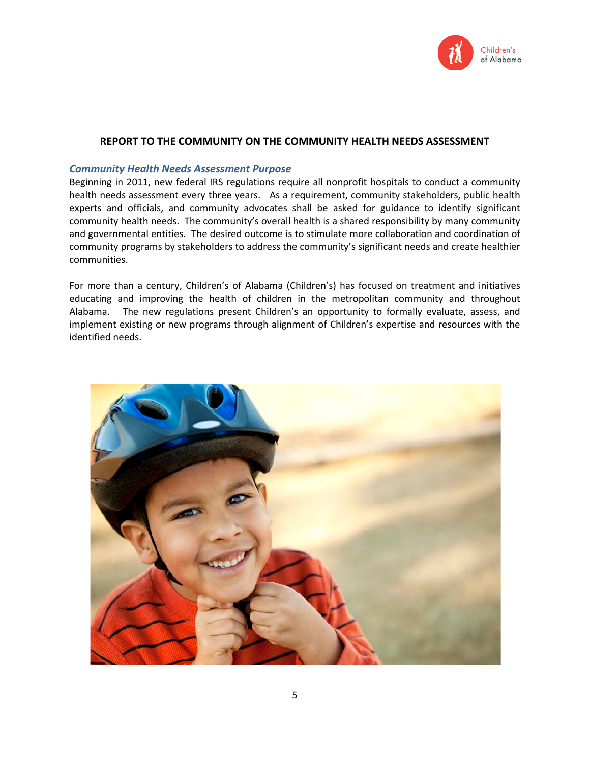## REPORT TO THE COMMUNITY ON THE COMMUNITY HEALTH NEEDS ASSESSMENT

### *Community Health Needs Assessment Purpose*

Beginning in 2011, new federal IRS regulations require all nonprofit hospitals to conduct a community health needs assessment every three years. As a requirement, community stakeholders, public health experts and officials, and community advocates shall be asked for guidance to identify significant community health needs. The community's overall health is a shared responsibility by many community and governmental entities. The desired outcome is to stimulate more collaboration and coordination of community programs by stakeholders to address the community's significant needs and create healthier communities.

For more than a century, Children's of Alabama (Children's) has focused on treatment and initiatives educating and improving the health of children in the metropolitan community and throughout Alabama. The new regulations present Children's an opportunity to formally evaluate, assess, and implement existing or new programs through alignment of Children's expertise and resources with the identified needs.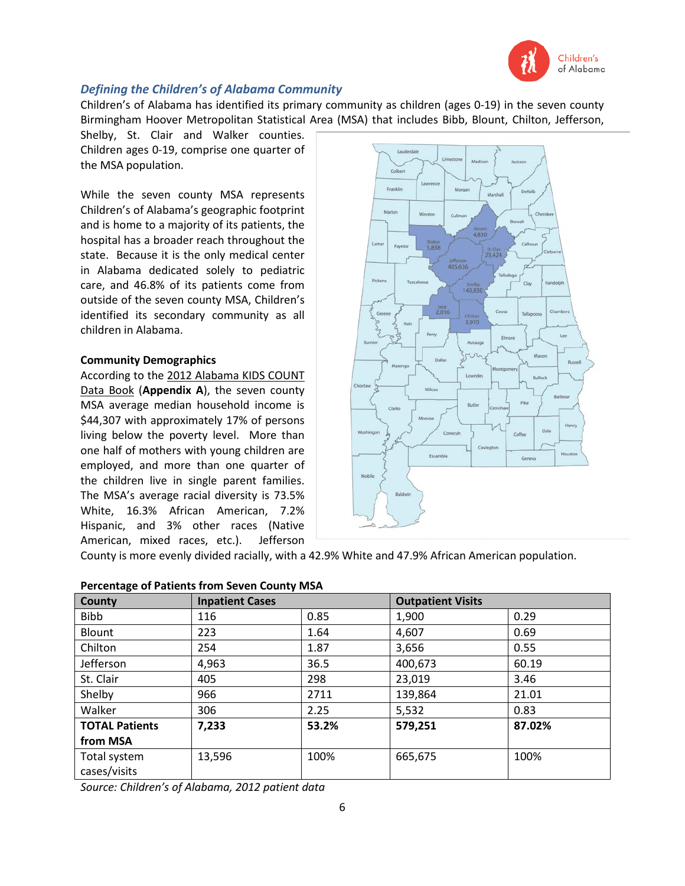## *Defining the Children's of Alabama Community*

Children's of Alabama has identified its primary community as children (ages 0-19) in the seven county Birmingham Hoover Metropolitan Statistical Area (MSA) that includes Bibb, Blount, Chilton, Jefferson, Shelby, St. Clair and Walker counties. Children ages 0-19, comprise one quarter of the MSA population.

While the seven county MSA represents Children's of Alabama's geographic footprint and is home to a majority of its patients, the hospital has a broader reach throughout the state. Because it is the only medical center in Alabama dedicated solely to pediatric care, and 46.8% of its patients come from outside of the seven county MSA, Children's identified its secondary community as all children in Alabama.

**Community Demographics**

According to the 2012 Alabama KIDS COUNT Data Book (**Appendix A**), the seven county MSA average median household income is $44,307 with approximately 17% of persons living below the poverty level. More than one half of mothers with young children are employed, and more than one quarter of the children live in single parent families. The MSA's average racial diversity is 73.5% White, 16.3% African American, 7.2% Hispanic, and 3% other races (Native American, mixed races, etc.). Jefferson County is more evenly divided racially, with a 42.9% White and 47.9% African American population.

**Percentage of Patients from Seven County MSA**

| County | Inpatient Cases | | Outpatient Visits | |
|---|---|---|---|---|
| Bibb | 116 | 0.85 | 1,900 | 0.29 |
| Blount | 223 | 1.64 | 4,607 | 0.69 |
| Chilton | 254 | 1.87 | 3,656 | 0.55 |
| Jefferson | 4,963 | 36.5 | 400,673 | 60.19 |
| St. Clair | 405 | 298 | 23,019 | 3.46 |
| Shelby | 966 | 2711 | 139,864 | 21.01 |
| Walker | 306 | 2.25 | 5,532 | 0.83 |
| **TOTAL Patients from MSA** | **7,233** | **53.2%** | **579,251** | **87.02%** |
| Total system cases/visits | 13,596 | 100% | 665,675 | 100% |

*Source: Children's of Alabama, 2012 patient data*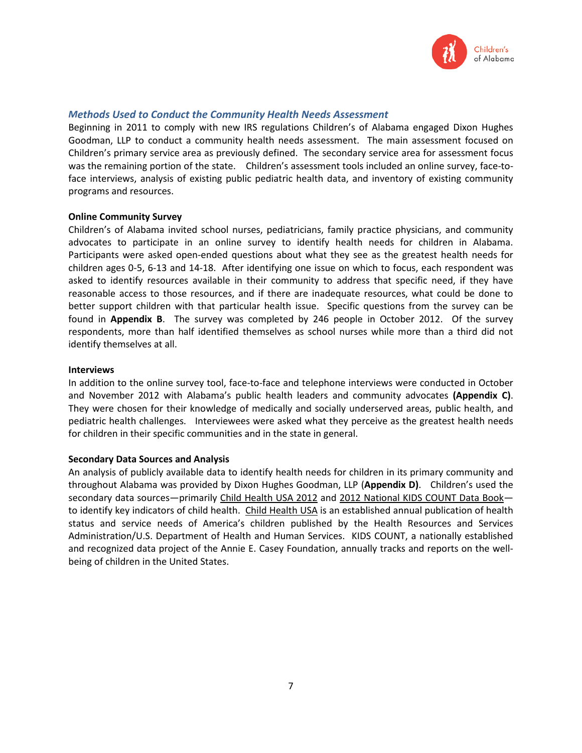## *Methods Used to Conduct the Community Health Needs Assessment*

Beginning in 2011 to comply with new IRS regulations Children's of Alabama engaged Dixon Hughes Goodman, LLP to conduct a community health needs assessment. The main assessment focused on Children's primary service area as previously defined. The secondary service area for assessment focus was the remaining portion of the state. Children's assessment tools included an online survey, face-to-face interviews, analysis of existing public pediatric health data, and inventory of existing community programs and resources.

### Online Community Survey

Children's of Alabama invited school nurses, pediatricians, family practice physicians, and community advocates to participate in an online survey to identify health needs for children in Alabama. Participants were asked open-ended questions about what they see as the greatest health needs for children ages 0-5, 6-13 and 14-18. After identifying one issue on which to focus, each respondent was asked to identify resources available in their community to address that specific need, if they have reasonable access to those resources, and if there are inadequate resources, what could be done to better support children with that particular health issue. Specific questions from the survey can be found in **Appendix B**. The survey was completed by 246 people in October 2012. Of the survey respondents, more than half identified themselves as school nurses while more than a third did not identify themselves at all.

### Interviews

In addition to the online survey tool, face-to-face and telephone interviews were conducted in October and November 2012 with Alabama's public health leaders and community advocates **(Appendix C)**. They were chosen for their knowledge of medically and socially underserved areas, public health, and pediatric health challenges. Interviewees were asked what they perceive as the greatest health needs for children in their specific communities and in the state in general.

### Secondary Data Sources and Analysis

An analysis of publicly available data to identify health needs for children in its primary community and throughout Alabama was provided by Dixon Hughes Goodman, LLP (**Appendix D)**. Children's used the secondary data sources—primarily Child Health USA 2012 and 2012 National KIDS COUNT Data Book—to identify key indicators of child health. Child Health USA is an established annual publication of health status and service needs of America's children published by the Health Resources and Services Administration/U.S. Department of Health and Human Services. KIDS COUNT, a nationally established and recognized data project of the Annie E. Casey Foundation, annually tracks and reports on the well-being of children in the United States.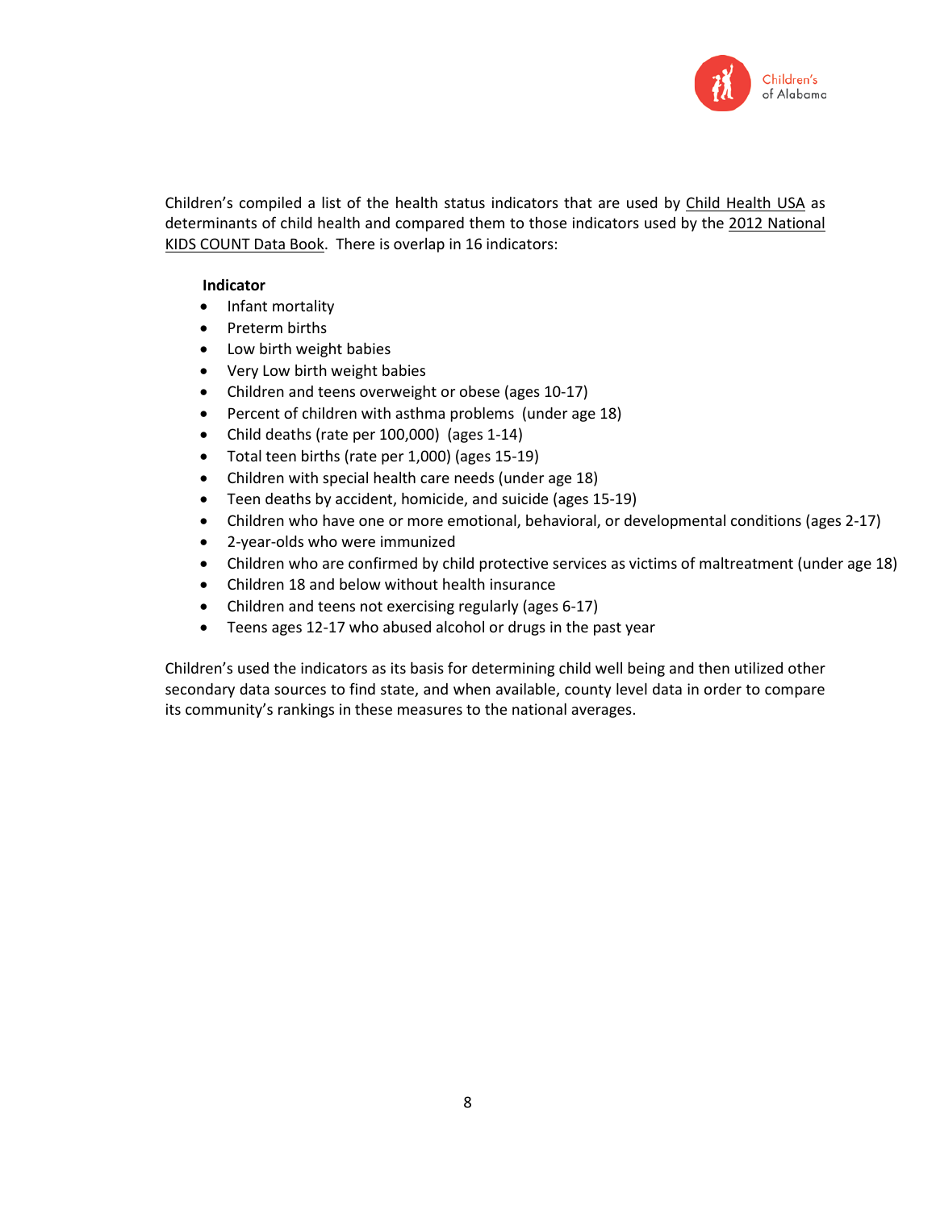Children's compiled a list of the health status indicators that are used by Child Health USA as determinants of child health and compared them to those indicators used by the 2012 National KIDS COUNT Data Book. There is overlap in 16 indicators:

**Indicator**

- Infant mortality
- Preterm births
- Low birth weight babies
- Very Low birth weight babies
- Children and teens overweight or obese (ages 10-17)
- Percent of children with asthma problems (under age 18)
- Child deaths (rate per 100,000) (ages 1-14)
- Total teen births (rate per 1,000) (ages 15-19)
- Children with special health care needs (under age 18)
- Teen deaths by accident, homicide, and suicide (ages 15-19)
- Children who have one or more emotional, behavioral, or developmental conditions (ages 2-17)
- 2-year-olds who were immunized
- Children who are confirmed by child protective services as victims of maltreatment (under age 18)
- Children 18 and below without health insurance
- Children and teens not exercising regularly (ages 6-17)
- Teens ages 12-17 who abused alcohol or drugs in the past year

Children's used the indicators as its basis for determining child well being and then utilized other secondary data sources to find state, and when available, county level data in order to compare its community's rankings in these measures to the national averages.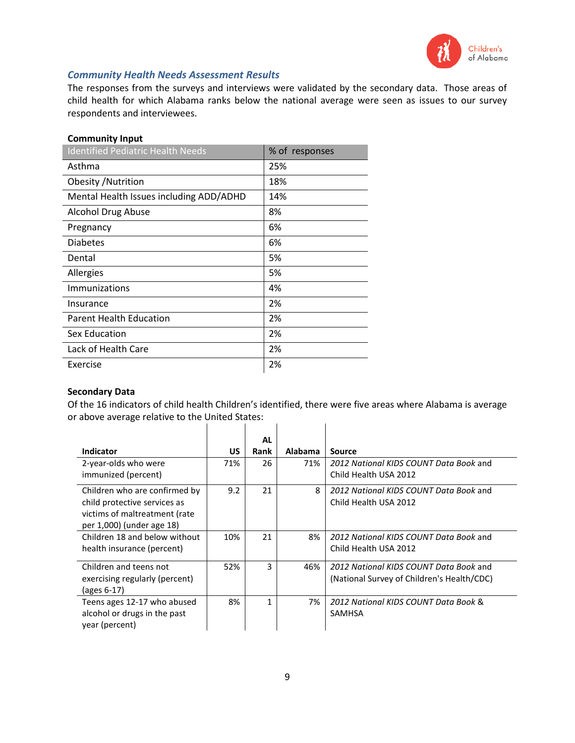## *Community Health Needs Assessment Results*

The responses from the surveys and interviews were validated by the secondary data. Those areas of child health for which Alabama ranks below the national average were seen as issues to our survey respondents and interviewees.

**Community Input**

| Identified Pediatric Health Needs | % of responses |
|---|---|
| Asthma | 25% |
| Obesity /Nutrition | 18% |
| Mental Health Issues including ADD/ADHD | 14% |
| Alcohol Drug Abuse | 8% |
| Pregnancy | 6% |
| Diabetes | 6% |
| Dental | 5% |
| Allergies | 5% |
| Immunizations | 4% |
| Insurance | 2% |
| Parent Health Education | 2% |
| Sex Education | 2% |
| Lack of Health Care | 2% |
| Exercise | 2% |

**Secondary Data**

Of the 16 indicators of child health Children's identified, there were five areas where Alabama is average or above average relative to the United States:

| Indicator | US | AL Rank | Alabama | Source |
|---|---|---|---|---|
| 2-year-olds who were immunized (percent) | 71% | 26 | 71% | *2012 National KIDS COUNT Data Book* and Child Health USA 2012 |
| Children who are confirmed by child protective services as victims of maltreatment (rate per 1,000) (under age 18) | 9.2 | 21 | 8 | *2012 National KIDS COUNT Data Book* and Child Health USA 2012 |
| Children 18 and below without health insurance (percent) | 10% | 21 | 8% | *2012 National KIDS COUNT Data Book* and Child Health USA 2012 |
| Children and teens not exercising regularly (percent) (ages 6-17) | 52% | 3 | 46% | *2012 National KIDS COUNT Data Book* and (National Survey of Children's Health/CDC) |
| Teens ages 12-17 who abused alcohol or drugs in the past year (percent) | 8% | 1 | 7% | *2012 National KIDS COUNT Data Book* & SAMHSA |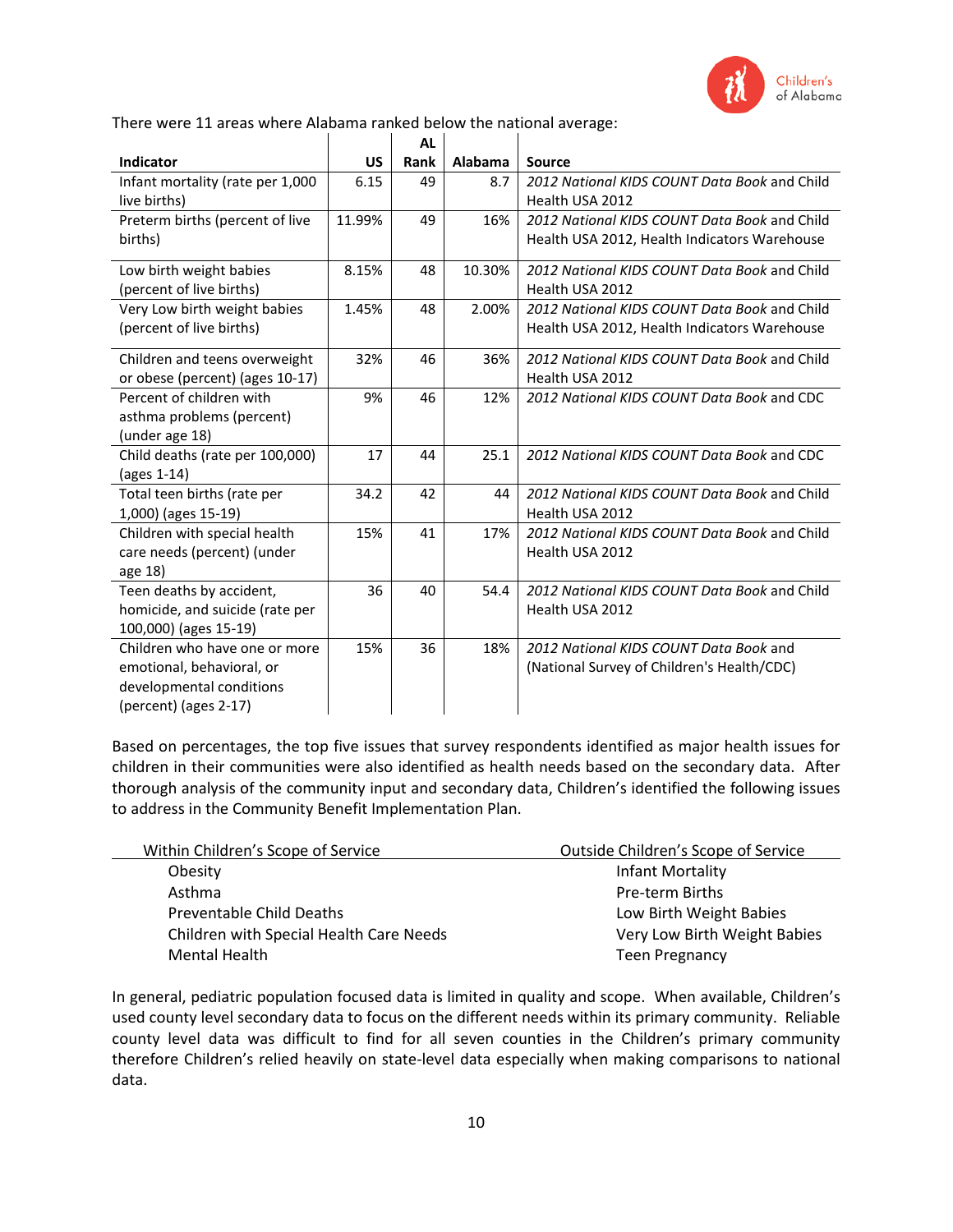There were 11 areas where Alabama ranked below the national average:

| Indicator | US | AL Rank | Alabama | Source |
|---|---|---|---|---|
| Infant mortality (rate per 1,000 live births) | 6.15 | 49 | 8.7 | *2012 National KIDS COUNT Data Book* and Child Health USA 2012 |
| Preterm births (percent of live births) | 11.99% | 49 | 16% | *2012 National KIDS COUNT Data Book* and Child Health USA 2012, Health Indicators Warehouse |
| Low birth weight babies (percent of live births) | 8.15% | 48 | 10.30% | *2012 National KIDS COUNT Data Book* and Child Health USA 2012 |
| Very Low birth weight babies (percent of live births) | 1.45% | 48 | 2.00% | *2012 National KIDS COUNT Data Book* and Child Health USA 2012, Health Indicators Warehouse |
| Children and teens overweight or obese (percent) (ages 10-17) | 32% | 46 | 36% | *2012 National KIDS COUNT Data Book* and Child Health USA 2012 |
| Percent of children with asthma problems (percent) (under age 18) | 9% | 46 | 12% | *2012 National KIDS COUNT Data Book* and CDC |
| Child deaths (rate per 100,000) (ages 1-14) | 17 | 44 | 25.1 | *2012 National KIDS COUNT Data Book* and CDC |
| Total teen births (rate per 1,000) (ages 15-19) | 34.2 | 42 | 44 | *2012 National KIDS COUNT Data Book* and Child Health USA 2012 |
| Children with special health care needs (percent) (under age 18) | 15% | 41 | 17% | *2012 National KIDS COUNT Data Book* and Child Health USA 2012 |
| Teen deaths by accident, homicide, and suicide (rate per 100,000) (ages 15-19) | 36 | 40 | 54.4 | *2012 National KIDS COUNT Data Book* and Child Health USA 2012 |
| Children who have one or more emotional, behavioral, or developmental conditions (percent) (ages 2-17) | 15% | 36 | 18% | *2012 National KIDS COUNT Data Book* and (National Survey of Children's Health/CDC) |

Based on percentages, the top five issues that survey respondents identified as major health issues for children in their communities were also identified as health needs based on the secondary data. After thorough analysis of the community input and secondary data, Children's identified the following issues to address in the Community Benefit Implementation Plan.

| Within Children's Scope of Service | Outside Children's Scope of Service |
|---|---|
| Obesity | Infant Mortality |
| Asthma | Pre-term Births |
| Preventable Child Deaths | Low Birth Weight Babies |
| Children with Special Health Care Needs | Very Low Birth Weight Babies |
| Mental Health | Teen Pregnancy |

In general, pediatric population focused data is limited in quality and scope. When available, Children's used county level secondary data to focus on the different needs within its primary community. Reliable county level data was difficult to find for all seven counties in the Children's primary community therefore Children's relied heavily on state-level data especially when making comparisons to national data.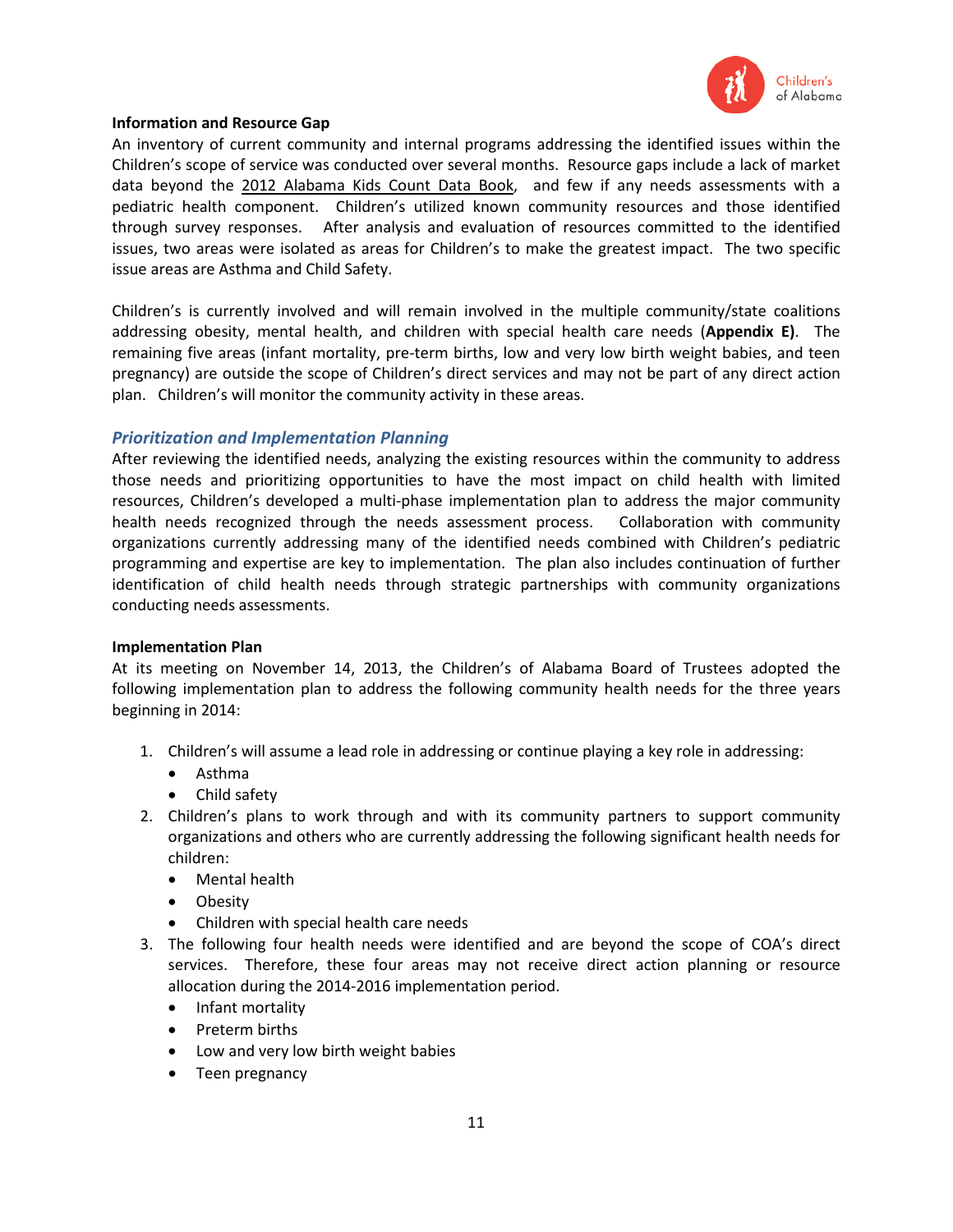**Information and Resource Gap**

An inventory of current community and internal programs addressing the identified issues within the Children's scope of service was conducted over several months. Resource gaps include a lack of market data beyond the 2012 Alabama Kids Count Data Book, and few if any needs assessments with a pediatric health component. Children's utilized known community resources and those identified through survey responses. After analysis and evaluation of resources committed to the identified issues, two areas were isolated as areas for Children's to make the greatest impact. The two specific issue areas are Asthma and Child Safety.

Children's is currently involved and will remain involved in the multiple community/state coalitions addressing obesity, mental health, and children with special health care needs (**Appendix E)**. The remaining five areas (infant mortality, pre-term births, low and very low birth weight babies, and teen pregnancy) are outside the scope of Children's direct services and may not be part of any direct action plan. Children's will monitor the community activity in these areas.

## *Prioritization and Implementation Planning*

After reviewing the identified needs, analyzing the existing resources within the community to address those needs and prioritizing opportunities to have the most impact on child health with limited resources, Children's developed a multi-phase implementation plan to address the major community health needs recognized through the needs assessment process. Collaboration with community organizations currently addressing many of the identified needs combined with Children's pediatric programming and expertise are key to implementation. The plan also includes continuation of further identification of child health needs through strategic partnerships with community organizations conducting needs assessments.

**Implementation Plan**

At its meeting on November 14, 2013, the Children's of Alabama Board of Trustees adopted the following implementation plan to address the following community health needs for the three years beginning in 2014:

1. Children's will assume a lead role in addressing or continue playing a key role in addressing:
   - Asthma
   - Child safety
2. Children's plans to work through and with its community partners to support community organizations and others who are currently addressing the following significant health needs for children:
   - Mental health
   - Obesity
   - Children with special health care needs
3. The following four health needs were identified and are beyond the scope of COA's direct services. Therefore, these four areas may not receive direct action planning or resource allocation during the 2014-2016 implementation period.
   - Infant mortality
   - Preterm births
   - Low and very low birth weight babies
   - Teen pregnancy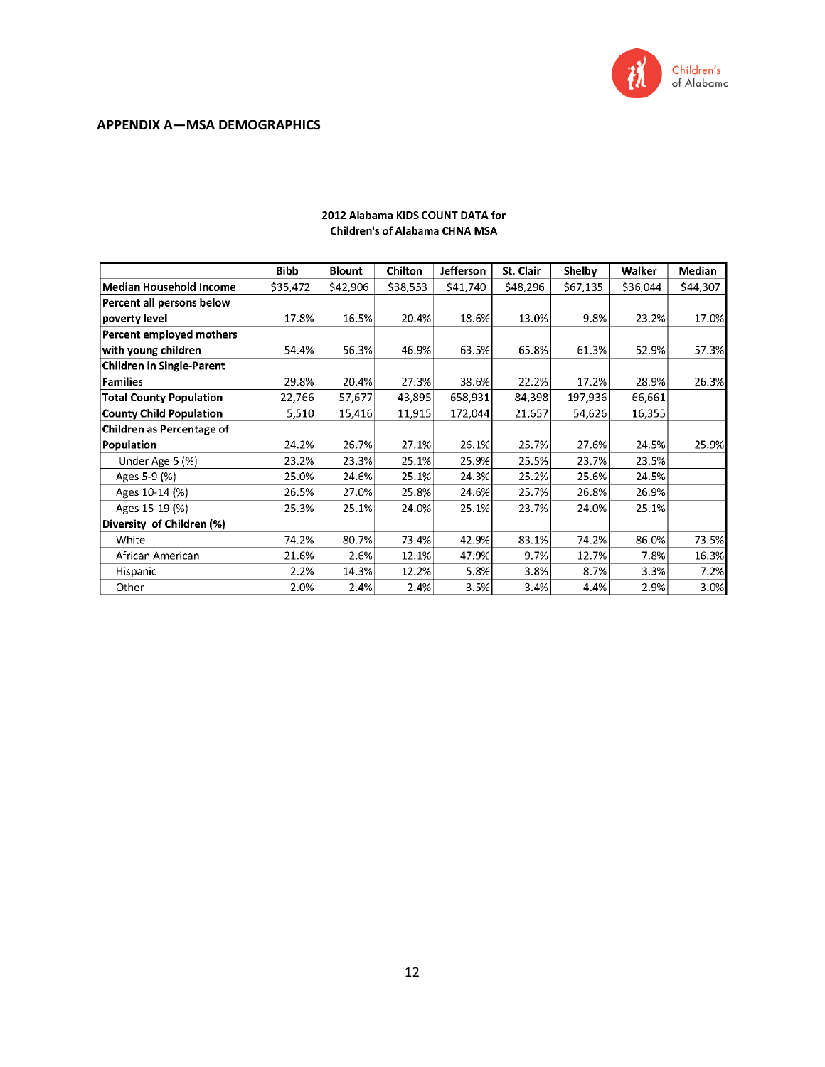## APPENDIX A—MSA DEMOGRAPHICS

**2012 Alabama KIDS COUNT DATA for Children's of Alabama CHNA MSA**

| | Bibb | Blount | Chilton | Jefferson | St. Clair | Shelby | Walker | Median |
|---|---|---|---|---|---|---|---|---|
| **Median Household Income** | $35,472 | $42,906 | $38,553 | $41,740 | $48,296 | $67,135 | $36,044 | $44,307 |
| **Percent all persons below poverty level** | 17.8% | 16.5% | 20.4% | 18.6% | 13.0% | 9.8% | 23.2% | 17.0% |
| **Percent employed mothers with young children** | 54.4% | 56.3% | 46.9% | 63.5% | 65.8% | 61.3% | 52.9% | 57.3% |
| **Children in Single-Parent Families** | 29.8% | 20.4% | 27.3% | 38.6% | 22.2% | 17.2% | 28.9% | 26.3% |
| **Total County Population** | 22,766 | 57,677 | 43,895 | 658,931 | 84,398 | 197,936 | 66,661 | |
| **County Child Population** | 5,510 | 15,416 | 11,915 | 172,044 | 21,657 | 54,626 | 16,355 | |
| **Children as Percentage of Population** | 24.2% | 26.7% | 27.1% | 26.1% | 25.7% | 27.6% | 24.5% | 25.9% |
| Under Age 5 (%) | 23.2% | 23.3% | 25.1% | 25.9% | 25.5% | 23.7% | 23.5% | |
| Ages 5-9 (%) | 25.0% | 24.6% | 25.1% | 24.3% | 25.2% | 25.6% | 24.5% | |
| Ages 10-14 (%) | 26.5% | 27.0% | 25.8% | 24.6% | 25.7% | 26.8% | 26.9% | |
| Ages 15-19 (%) | 25.3% | 25.1% | 24.0% | 25.1% | 23.7% | 24.0% | 25.1% | |
| **Diversity of Children (%)** | | | | | | | | |
| White | 74.2% | 80.7% | 73.4% | 42.9% | 83.1% | 74.2% | 86.0% | 73.5% |
| African American | 21.6% | 2.6% | 12.1% | 47.9% | 9.7% | 12.7% | 7.8% | 16.3% |
| Hispanic | 2.2% | 14.3% | 12.2% | 5.8% | 3.8% | 8.7% | 3.3% | 7.2% |
| Other | 2.0% | 2.4% | 2.4% | 3.5% | 3.4% | 4.4% | 2.9% | 3.0% |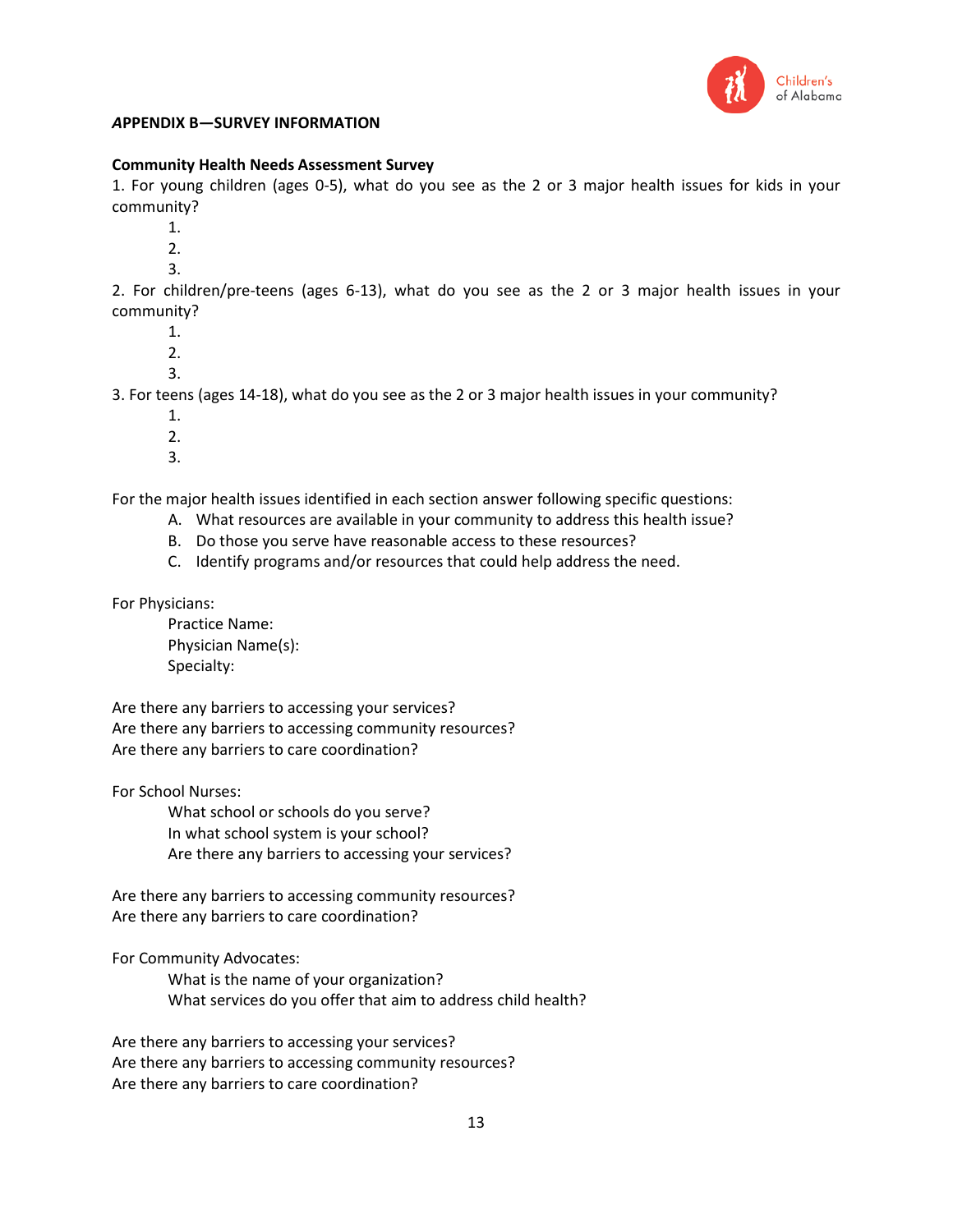## *A*PPENDIX B—SURVEY INFORMATION

**Community Health Needs Assessment Survey**

1. For young children (ages 0-5), what do you see as the 2 or 3 major health issues for kids in your community?
   1.
   2.
   3.
2. For children/pre-teens (ages 6-13), what do you see as the 2 or 3 major health issues in your community?
   1.
   2.
   3.
3. For teens (ages 14-18), what do you see as the 2 or 3 major health issues in your community?
   1.
   2.
   3.

For the major health issues identified in each section answer following specific questions:

A. What resources are available in your community to address this health issue?
B. Do those you serve have reasonable access to these resources?
C. Identify programs and/or resources that could help address the need.

For Physicians:

Practice Name:
Physician Name(s):
Specialty:

Are there any barriers to accessing your services?
Are there any barriers to accessing community resources?
Are there any barriers to care coordination?

For School Nurses:

What school or schools do you serve?
In what school system is your school?
Are there any barriers to accessing your services?

Are there any barriers to accessing community resources?
Are there any barriers to care coordination?

For Community Advocates:

What is the name of your organization?
What services do you offer that aim to address child health?

Are there any barriers to accessing your services?
Are there any barriers to accessing community resources?
Are there any barriers to care coordination?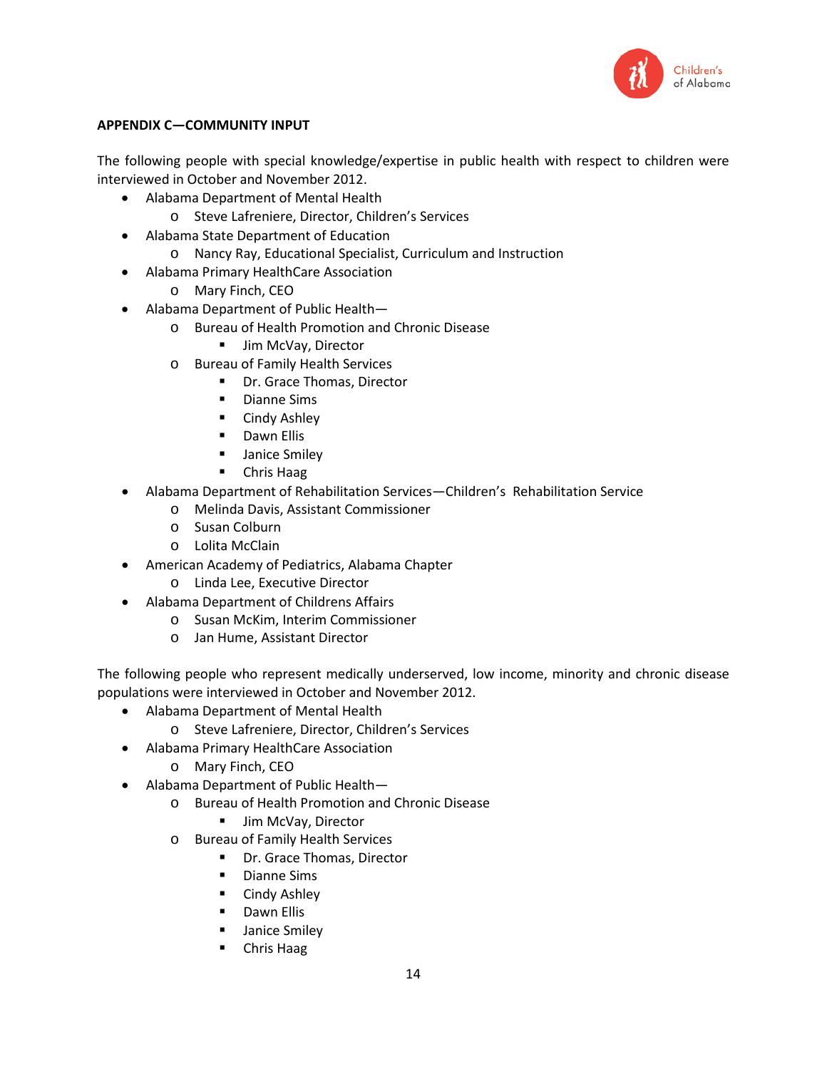**APPENDIX C—COMMUNITY INPUT**

The following people with special knowledge/expertise in public health with respect to children were interviewed in October and November 2012.

- Alabama Department of Mental Health
  - Steve Lafreniere, Director, Children's Services
- Alabama State Department of Education
  - Nancy Ray, Educational Specialist, Curriculum and Instruction
- Alabama Primary HealthCare Association
  - Mary Finch, CEO
- Alabama Department of Public Health—
  - Bureau of Health Promotion and Chronic Disease
    - Jim McVay, Director
  - Bureau of Family Health Services
    - Dr. Grace Thomas, Director
    - Dianne Sims
    - Cindy Ashley
    - Dawn Ellis
    - Janice Smiley
    - Chris Haag
- Alabama Department of Rehabilitation Services—Children's Rehabilitation Service
  - Melinda Davis, Assistant Commissioner
  - Susan Colburn
  - Lolita McClain
- American Academy of Pediatrics, Alabama Chapter
  - Linda Lee, Executive Director
- Alabama Department of Childrens Affairs
  - Susan McKim, Interim Commissioner
  - Jan Hume, Assistant Director

The following people who represent medically underserved, low income, minority and chronic disease populations were interviewed in October and November 2012.

- Alabama Department of Mental Health
  - Steve Lafreniere, Director, Children's Services
- Alabama Primary HealthCare Association
  - Mary Finch, CEO
- Alabama Department of Public Health—
  - Bureau of Health Promotion and Chronic Disease
    - Jim McVay, Director
  - Bureau of Family Health Services
    - Dr. Grace Thomas, Director
    - Dianne Sims
    - Cindy Ashley
    - Dawn Ellis
    - Janice Smiley
    - Chris Haag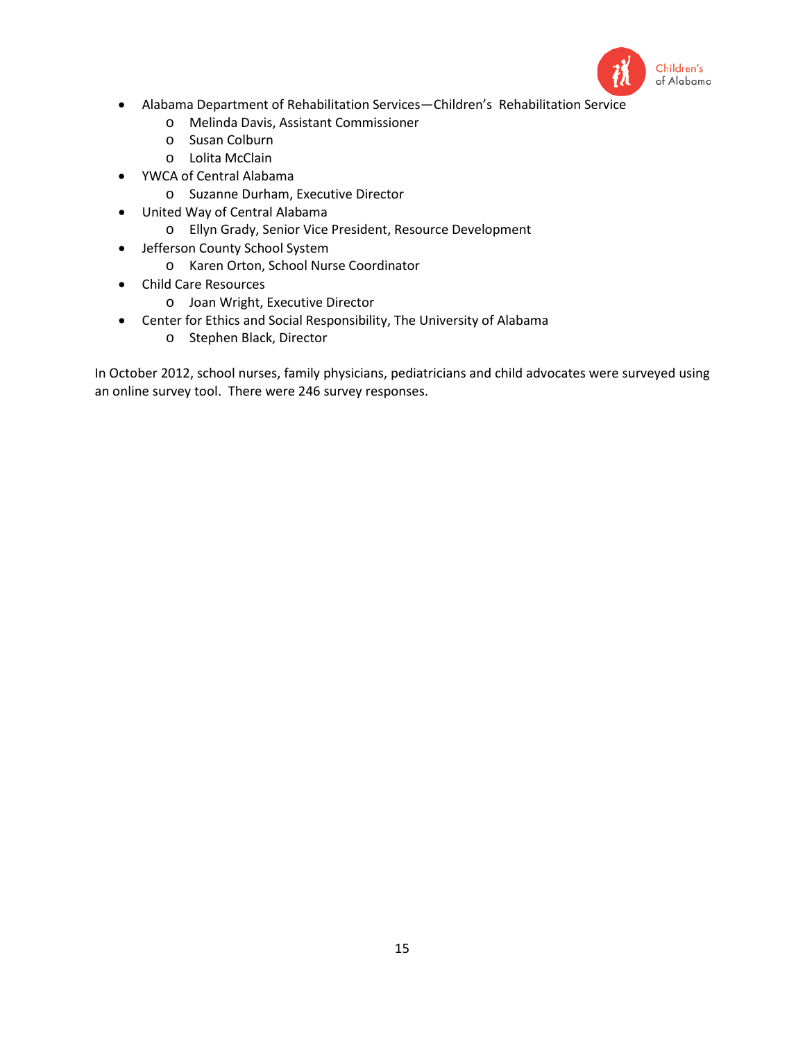- Alabama Department of Rehabilitation Services—Children's Rehabilitation Service
  - Melinda Davis, Assistant Commissioner
  - Susan Colburn
  - Lolita McClain
- YWCA of Central Alabama
  - Suzanne Durham, Executive Director
- United Way of Central Alabama
  - Ellyn Grady, Senior Vice President, Resource Development
- Jefferson County School System
  - Karen Orton, School Nurse Coordinator
- Child Care Resources
  - Joan Wright, Executive Director
- Center for Ethics and Social Responsibility, The University of Alabama
  - Stephen Black, Director

In October 2012, school nurses, family physicians, pediatricians and child advocates were surveyed using an online survey tool. There were 246 survey responses.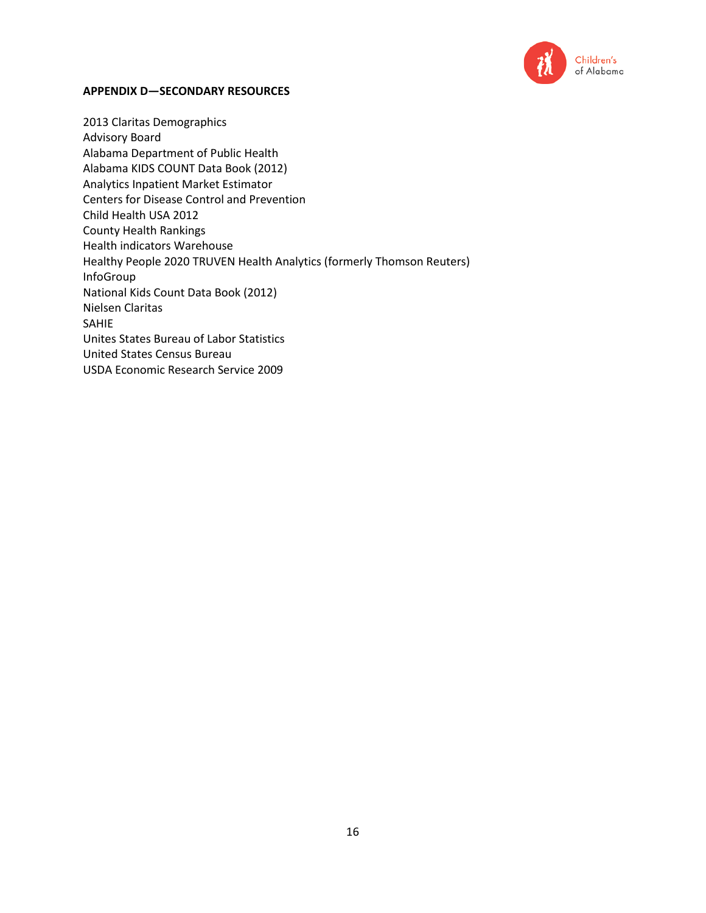## APPENDIX D—SECONDARY RESOURCES

2013 Claritas Demographics
Advisory Board
Alabama Department of Public Health
Alabama KIDS COUNT Data Book (2012)
Analytics Inpatient Market Estimator
Centers for Disease Control and Prevention
Child Health USA 2012
County Health Rankings
Health indicators Warehouse
Healthy People 2020 TRUVEN Health Analytics (formerly Thomson Reuters)
InfoGroup
National Kids Count Data Book (2012)
Nielsen Claritas
SAHIE
Unites States Bureau of Labor Statistics
United States Census Bureau
USDA Economic Research Service 2009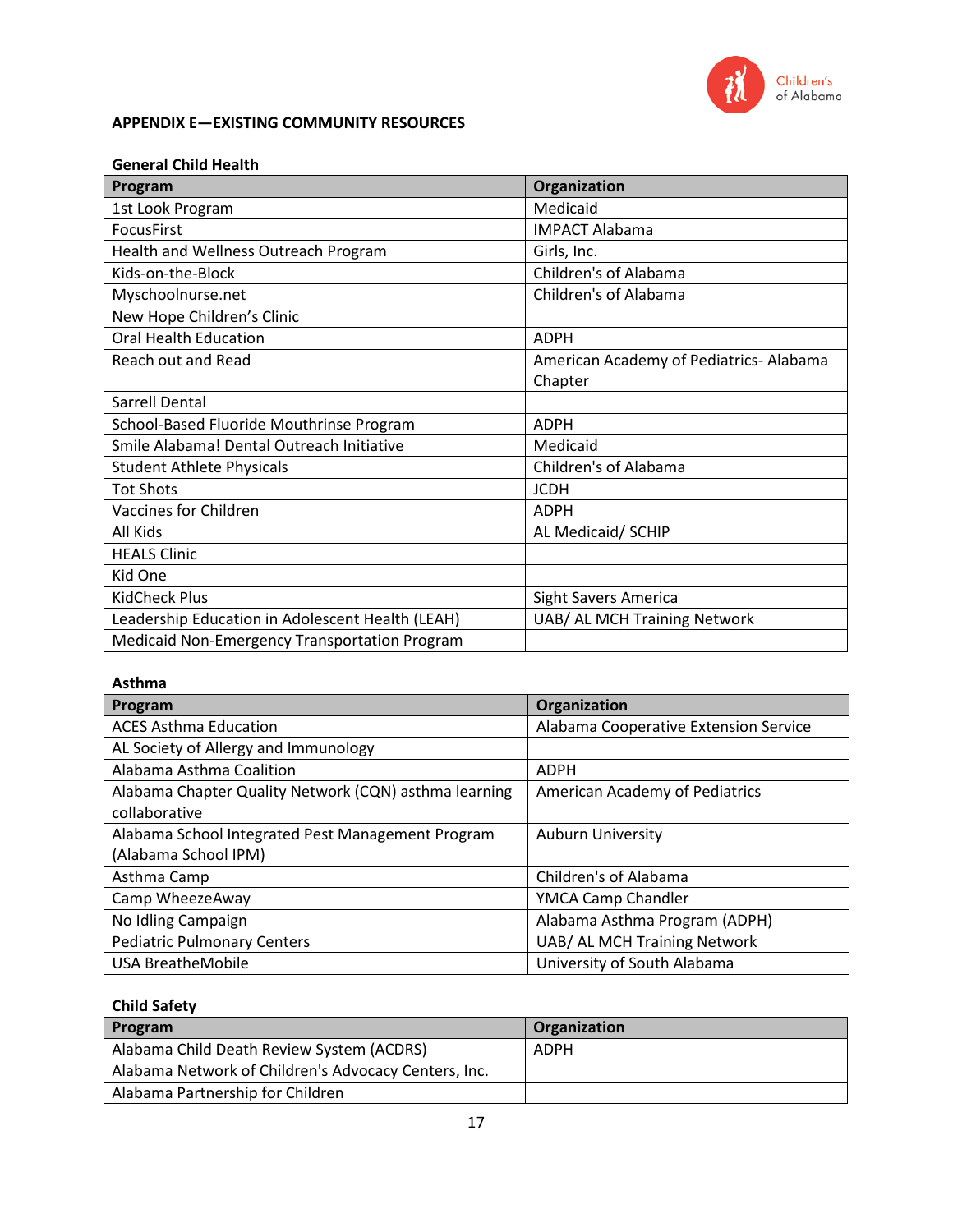## APPENDIX E—EXISTING COMMUNITY RESOURCES

### General Child Health

| Program | Organization |
|---|---|
| 1st Look Program | Medicaid |
| FocusFirst | IMPACT Alabama |
| Health and Wellness Outreach Program | Girls, Inc. |
| Kids-on-the-Block | Children's of Alabama |
| Myschoolnurse.net | Children's of Alabama |
| New Hope Children's Clinic | |
| Oral Health Education | ADPH |
| Reach out and Read | American Academy of Pediatrics- Alabama Chapter |
| Sarrell Dental | |
| School-Based Fluoride Mouthrinse Program | ADPH |
| Smile Alabama! Dental Outreach Initiative | Medicaid |
| Student Athlete Physicals | Children's of Alabama |
| Tot Shots | JCDH |
| Vaccines for Children | ADPH |
| All Kids | AL Medicaid/ SCHIP |
| HEALS Clinic | |
| Kid One | |
| KidCheck Plus | Sight Savers America |
| Leadership Education in Adolescent Health (LEAH) | UAB/ AL MCH Training Network |
| Medicaid Non-Emergency Transportation Program | |

### Asthma

| Program | Organization |
|---|---|
| ACES Asthma Education | Alabama Cooperative Extension Service |
| AL Society of Allergy and Immunology | |
| Alabama Asthma Coalition | ADPH |
| Alabama Chapter Quality Network (CQN) asthma learning collaborative | American Academy of Pediatrics |
| Alabama School Integrated Pest Management Program (Alabama School IPM) | Auburn University |
| Asthma Camp | Children's of Alabama |
| Camp WheezeAway | YMCA Camp Chandler |
| No Idling Campaign | Alabama Asthma Program (ADPH) |
| Pediatric Pulmonary Centers | UAB/ AL MCH Training Network |
| USA BreatheMobile | University of South Alabama |

### Child Safety

| Program | Organization |
|---|---|
| Alabama Child Death Review System (ACDRS) | ADPH |
| Alabama Network of Children's Advocacy Centers, Inc. | |
| Alabama Partnership for Children | |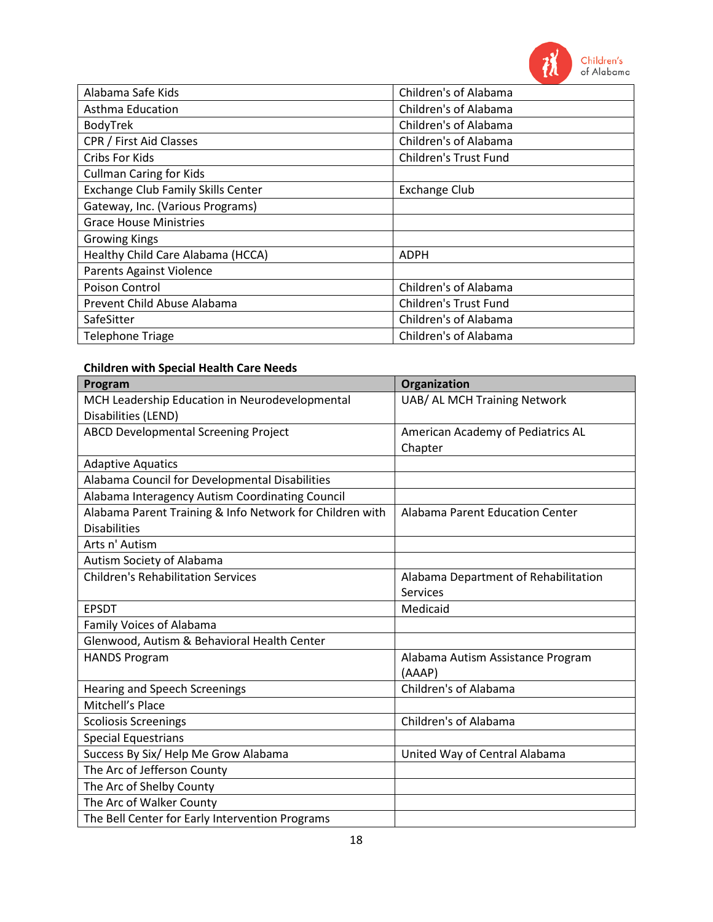| | |
|---|---|
| Alabama Safe Kids | Children's of Alabama |
| Asthma Education | Children's of Alabama |
| BodyTrek | Children's of Alabama |
| CPR / First Aid Classes | Children's of Alabama |
| Cribs For Kids | Children's Trust Fund |
| Cullman Caring for Kids | |
| Exchange Club Family Skills Center | Exchange Club |
| Gateway, Inc. (Various Programs) | |
| Grace House Ministries | |
| Growing Kings | |
| Healthy Child Care Alabama (HCCA) | ADPH |
| Parents Against Violence | |
| Poison Control | Children's of Alabama |
| Prevent Child Abuse Alabama | Children's Trust Fund |
| SafeSitter | Children's of Alabama |
| Telephone Triage | Children's of Alabama |

**Children with Special Health Care Needs**

| Program | Organization |
|---|---|
| MCH Leadership Education in Neurodevelopmental Disabilities (LEND) | UAB/ AL MCH Training Network |
| ABCD Developmental Screening Project | American Academy of Pediatrics AL Chapter |
| Adaptive Aquatics | |
| Alabama Council for Developmental Disabilities | |
| Alabama Interagency Autism Coordinating Council | |
| Alabama Parent Training & Info Network for Children with Disabilities | Alabama Parent Education Center |
| Arts n' Autism | |
| Autism Society of Alabama | |
| Children's Rehabilitation Services | Alabama Department of Rehabilitation Services |
| EPSDT | Medicaid |
| Family Voices of Alabama | |
| Glenwood, Autism & Behavioral Health Center | |
| HANDS Program | Alabama Autism Assistance Program (AAAP) |
| Hearing and Speech Screenings | Children's of Alabama |
| Mitchell's Place | |
| Scoliosis Screenings | Children's of Alabama |
| Special Equestrians | |
| Success By Six/ Help Me Grow Alabama | United Way of Central Alabama |
| The Arc of Jefferson County | |
| The Arc of Shelby County | |
| The Arc of Walker County | |
| The Bell Center for Early Intervention Programs | |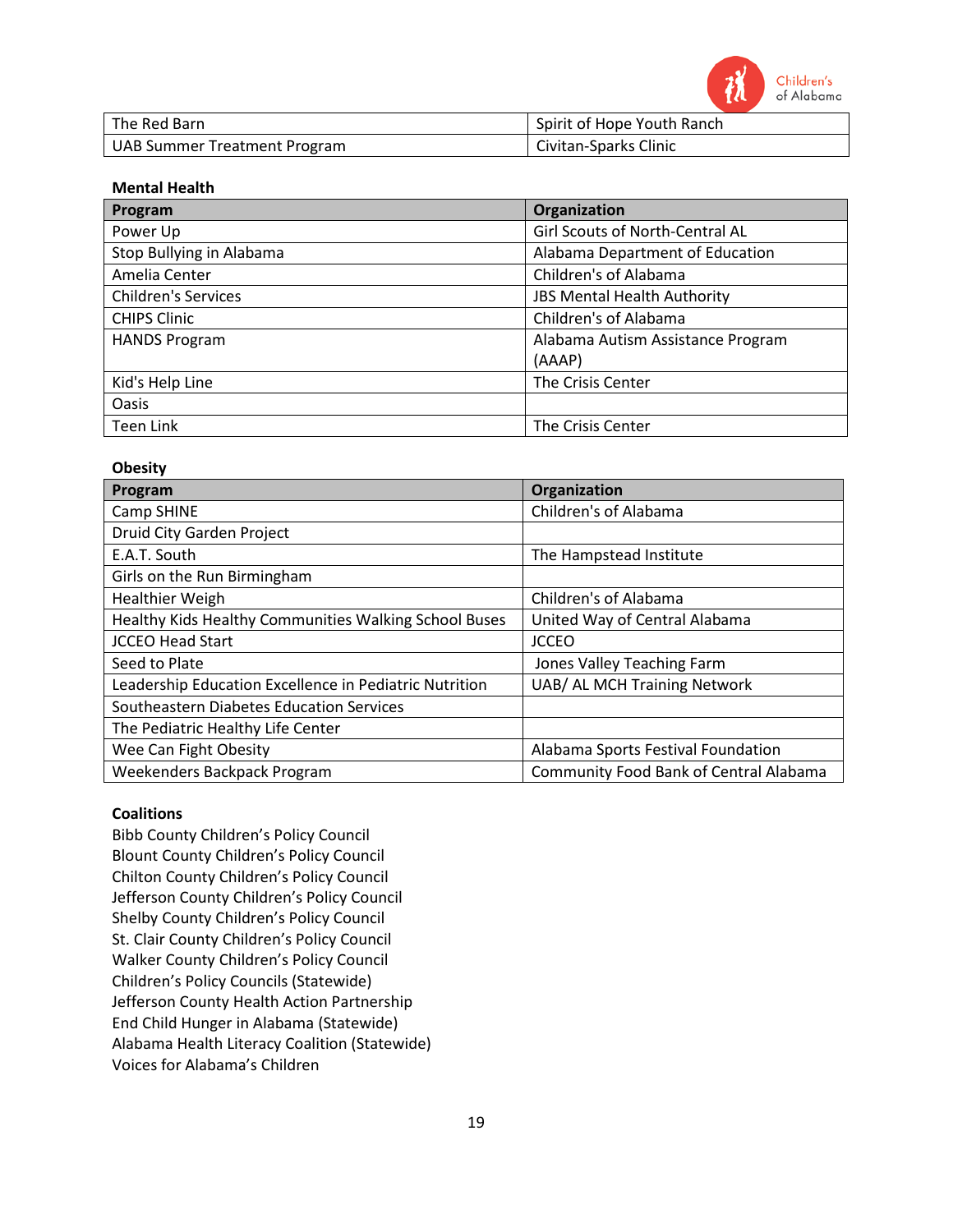| | |
|---|---|
| The Red Barn | Spirit of Hope Youth Ranch |
| UAB Summer Treatment Program | Civitan-Sparks Clinic |

**Mental Health**

| Program | Organization |
|---|---|
| Power Up | Girl Scouts of North-Central AL |
| Stop Bullying in Alabama | Alabama Department of Education |
| Amelia Center | Children's of Alabama |
| Children's Services | JBS Mental Health Authority |
| CHIPS Clinic | Children's of Alabama |
| HANDS Program | Alabama Autism Assistance Program (AAAP) |
| Kid's Help Line | The Crisis Center |
| Oasis | |
| Teen Link | The Crisis Center |

**Obesity**

| Program | Organization |
|---|---|
| Camp SHINE | Children's of Alabama |
| Druid City Garden Project | |
| E.A.T. South | The Hampstead Institute |
| Girls on the Run Birmingham | |
| Healthier Weigh | Children's of Alabama |
| Healthy Kids Healthy Communities Walking School Buses | United Way of Central Alabama |
| JCCEO Head Start | JCCEO |
| Seed to Plate | Jones Valley Teaching Farm |
| Leadership Education Excellence in Pediatric Nutrition | UAB/ AL MCH Training Network |
| Southeastern Diabetes Education Services | |
| The Pediatric Healthy Life Center | |
| Wee Can Fight Obesity | Alabama Sports Festival Foundation |
| Weekenders Backpack Program | Community Food Bank of Central Alabama |

**Coalitions**

Bibb County Children's Policy Council
Blount County Children's Policy Council
Chilton County Children's Policy Council
Jefferson County Children's Policy Council
Shelby County Children's Policy Council
St. Clair County Children's Policy Council
Walker County Children's Policy Council
Children's Policy Councils (Statewide)
Jefferson County Health Action Partnership
End Child Hunger in Alabama (Statewide)
Alabama Health Literacy Coalition (Statewide)
Voices for Alabama's Children